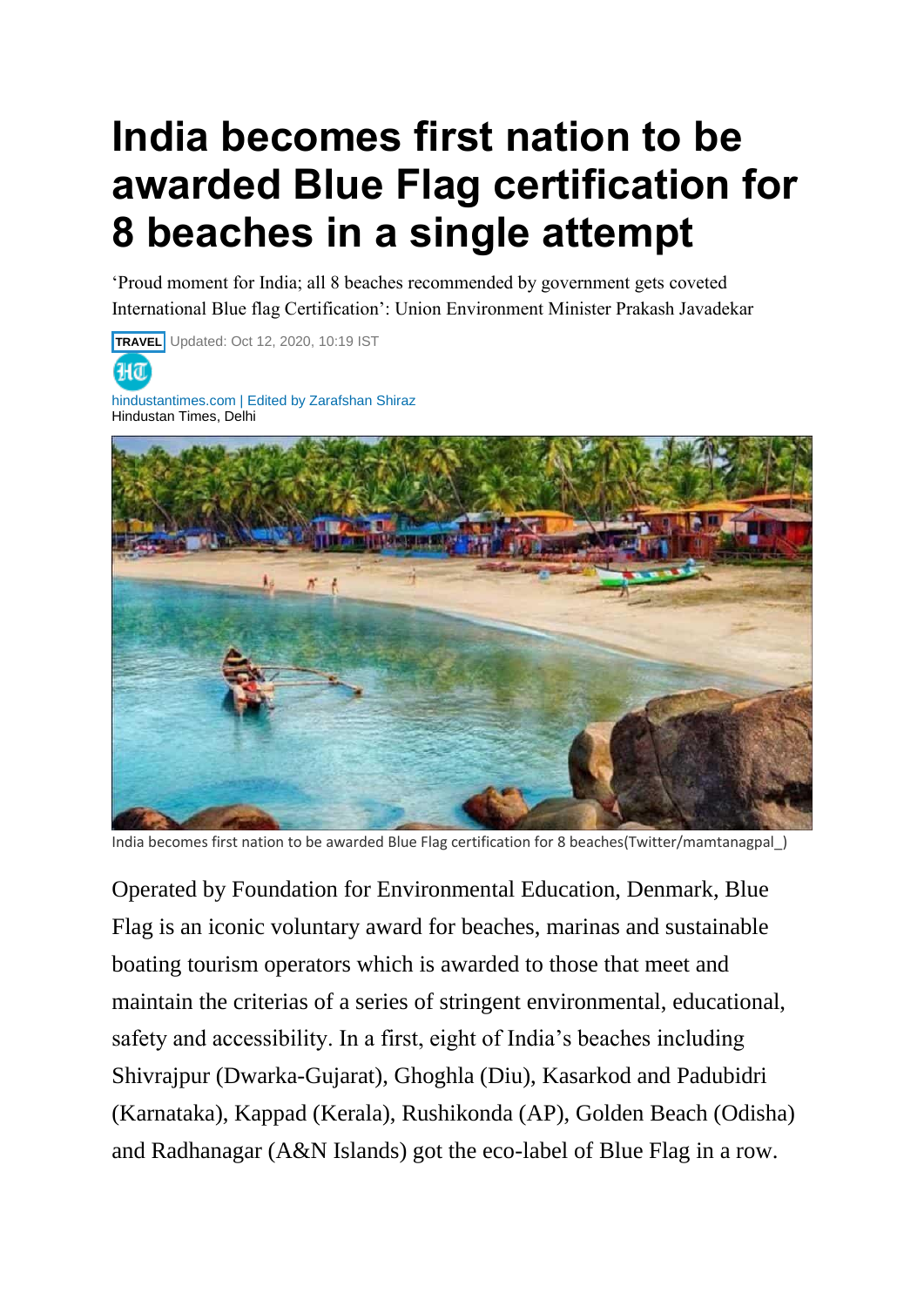# India becomes first nation to be awarded Blue Flag certification for 8 beaches in a single attempt

'Proud moment for India; all 8 beaches recommended by government gets coveted International Blue flag Certification': Union Environment Minister Prakash Javadekar

TRAVEL Updated: Oct 12, 2020, 10:19 IST

hindustantimes.com | Edited by Zarafshan Shiraz
Hindustan Times, Delhi

India becomes first nation to be awarded Blue Flag certification for 8 beaches(Twitter/mamtanagpal_)

Operated by Foundation for Environmental Education, Denmark, Blue Flag is an iconic voluntary award for beaches, marinas and sustainable boating tourism operators which is awarded to those that meet and maintain the criterias of a series of stringent environmental, educational, safety and accessibility. In a first, eight of India's beaches including Shivrajpur (Dwarka-Gujarat), Ghoghla (Diu), Kasarkod and Padubidri (Karnataka), Kappad (Kerala), Rushikonda (AP), Golden Beach (Odisha) and Radhanagar (A&N Islands) got the eco-label of Blue Flag in a row.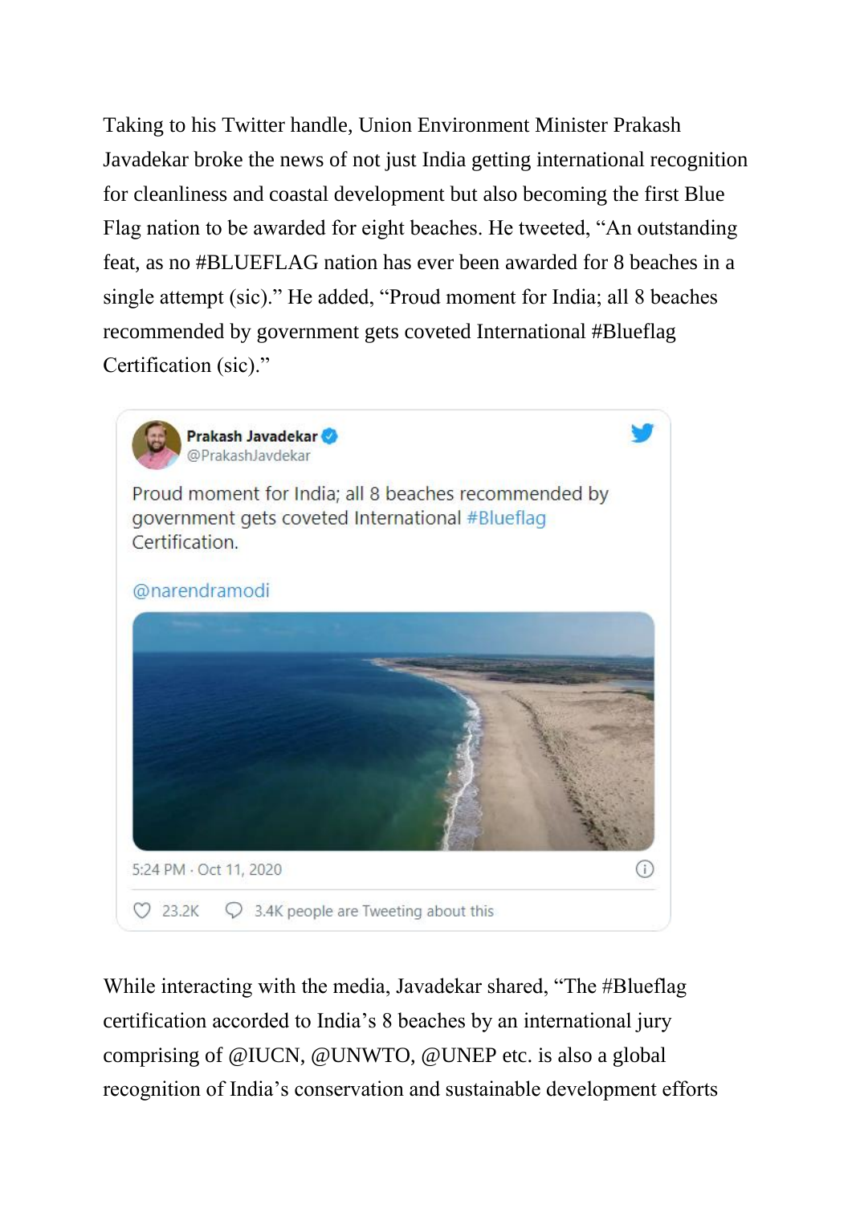Taking to his Twitter handle, Union Environment Minister Prakash Javadekar broke the news of not just India getting international recognition for cleanliness and coastal development but also becoming the first Blue Flag nation to be awarded for eight beaches. He tweeted, "An outstanding feat, as no #BLUEFLAG nation has ever been awarded for 8 beaches in a single attempt (sic)." He added, "Proud moment for India; all 8 beaches recommended by government gets coveted International #Blueflag Certification (sic)."

> **Prakash Javadekar** @PrakashJavdekar
>
> Proud moment for India; all 8 beaches recommended by government gets coveted International #Blueflag Certification.
>
> @narendramodi
>
> 5:24 PM · Oct 11, 2020
>
> 23.2K   3.4K people are Tweeting about this

While interacting with the media, Javadekar shared, "The #Blueflag certification accorded to India's 8 beaches by an international jury comprising of @IUCN, @UNWTO, @UNEP etc. is also a global recognition of India's conservation and sustainable development efforts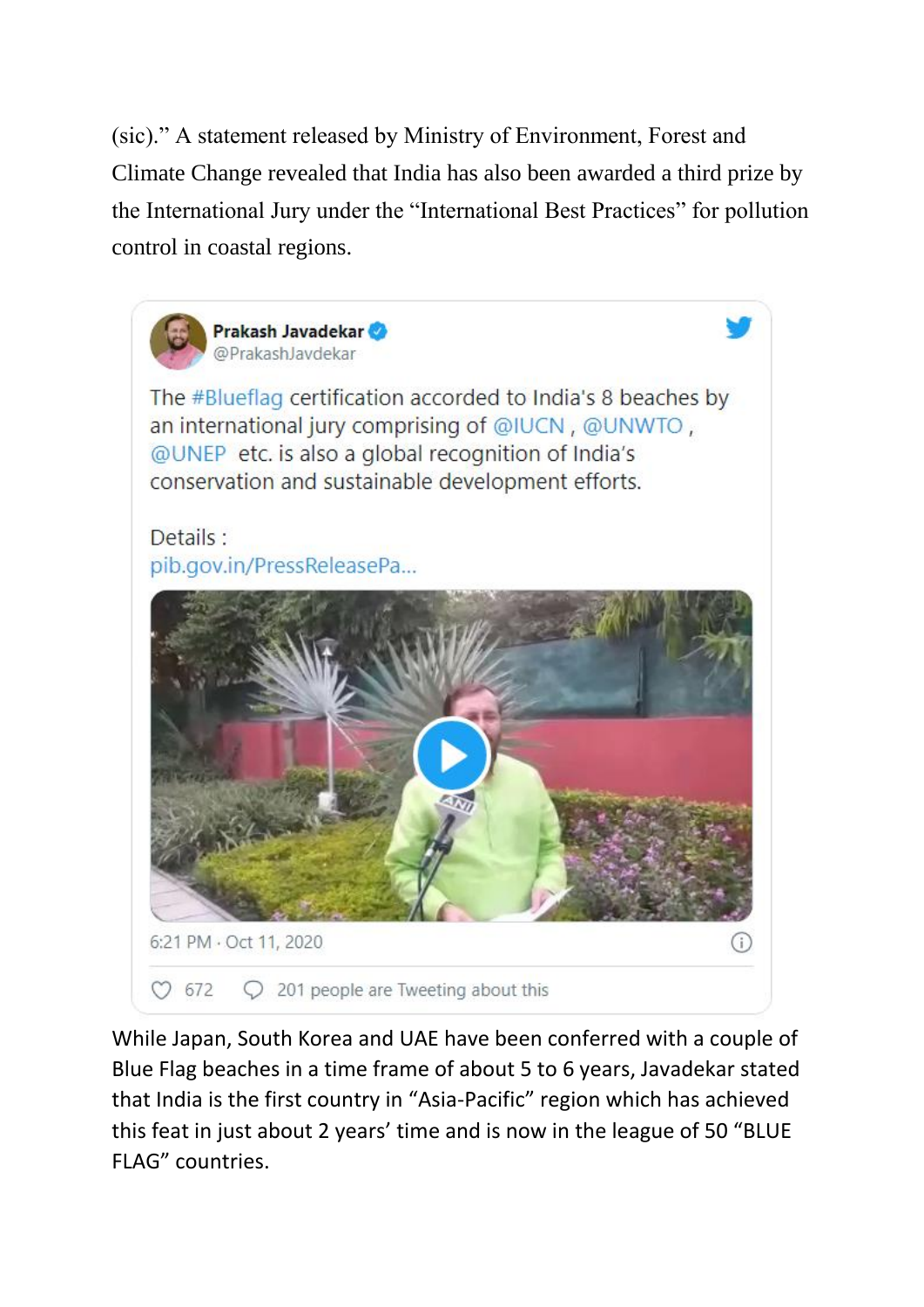(sic)." A statement released by Ministry of Environment, Forest and Climate Change revealed that India has also been awarded a third prize by the International Jury under the "International Best Practices" for pollution control in coastal regions.

**Prakash Javadekar** @PrakashJavdekar

The #Blueflag certification accorded to India's 8 beaches by an international jury comprising of @IUCN , @UNWTO , @UNEP etc. is also a global recognition of India's conservation and sustainable development efforts.

Details :
pib.gov.in/PressReleasePa...

6:21 PM · Oct 11, 2020

672 · 201 people are Tweeting about this

While Japan, South Korea and UAE have been conferred with a couple of Blue Flag beaches in a time frame of about 5 to 6 years, Javadekar stated that India is the first country in "Asia-Pacific" region which has achieved this feat in just about 2 years' time and is now in the league of 50 "BLUE FLAG" countries.